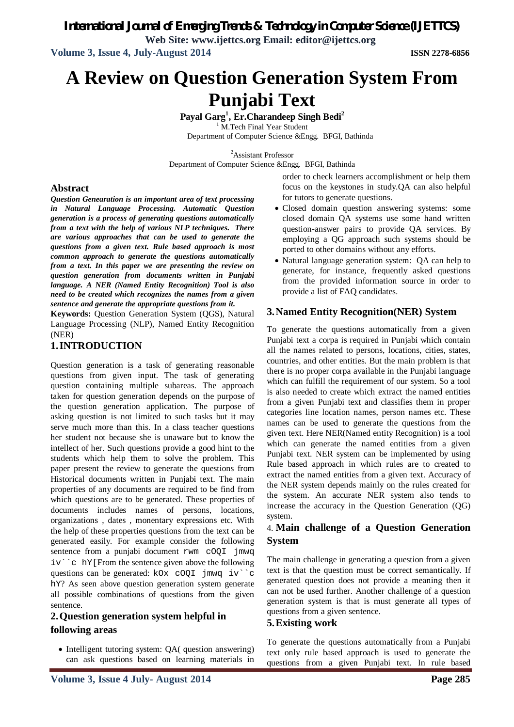# A Review on Question Generation System From Punjabi Text

**Payal Garg[1], Er.Charandeep Singh Bedi[2]**

[1] M.Tech Final Year Student
Department of Computer Science &Engg. BFGI, Bathinda

[2]Assistant Professor
Department of Computer Science &Engg. BFGI, Bathinda

## Abstract

***Question Genearation is an important area of text processing in Natural Language Processing. Automatic Question generation is a process of generating questions automatically from a text with the help of various NLP techniques. There are various approaches that can be used to generate the questions from a given text. Rule based approach is most common approach to generate the questions automatically from a text. In this paper we are presenting the review on question generation from documents written in Punjabi language. A NER (Named Entity Recognition) Tool is also need to be created which recognizes the names from a given sentence and generate the appropriate questions from it.***

**Keywords:** Question Generation System (QGS), Natural Language Processing (NLP), Named Entity Recognition (NER)

## 1. INTRODUCTION

Question generation is a task of generating reasonable questions from given input. The task of generating question containing multiple subareas. The approach taken for question generation depends on the purpose of the question generation application. The purpose of asking question is not limited to such tasks but it may serve much more than this. In a class teacher questions her student not because she is unaware but to know the intellect of her. Such questions provide a good hint to the students which help them to solve the problem. This paper present the review to generate the questions from Historical documents written in Punjabi text. The main properties of any documents are required to be find from which questions are to be generated. These properties of documents includes names of persons, locations, organizations , dates , monentary expressions etc. With the help of these properties questions from the text can be generated easily. For example consider the following sentence from a punjabi document `rwm cOQI jmwq iv``c hY[`From the sentence given above the following questions can be generated: `kOx cOQI jmwq iv``c hY`? As seen above question generation system generate all possible combinations of questions from the given sentence.

## 2. Question generation system helpful in following areas

- Intelligent tutoring system: QA( question answering) can ask questions based on learning materials in order to check learners accomplishment or help them focus on the keystones in study.QA can also helpful for tutors to generate questions.
- Closed domain question answering systems: some closed domain QA systems use some hand written question-answer pairs to provide QA services. By employing a QG approach such systems should be ported to other domains without any efforts.
- Natural language generation system: QA can help to generate, for instance, frequently asked questions from the provided information source in order to provide a list of FAQ candidates.

## 3. Named Entity Recognition(NER) System

To generate the questions automatically from a given Punjabi text a corpa is required in Punjabi which contain all the names related to persons, locations, cities, states, countries, and other entities. But the main problem is that there is no proper corpa available in the Punjabi language which can fulfill the requirement of our system. So a tool is also needed to create which extract the named entities from a given Punjabi text and classifies them in proper categories line location names, person names etc. These names can be used to generate the questions from the given text. Here NER(Named entity Recognition) is a tool which can generate the named entities from a given Punjabi text. NER system can be implemented by using Rule based approach in which rules are to created to extract the named entities from a given text. Accuracy of the NER system depends mainly on the rules created for the system. An accurate NER system also tends to increase the accuracy in the Question Generation (QG) system.

## 4. Main challenge of a Question Generation System

The main challenge in generating a question from a given text is that the question must be correct semantically. If generated question does not provide a meaning then it can not be used further. Another challenge of a question generation system is that is must generate all types of questions from a given sentence.

## 5. Existing work

To generate the questions automatically from a Punjabi text only rule based approach is used to generate the questions from a given Punjabi text. In rule based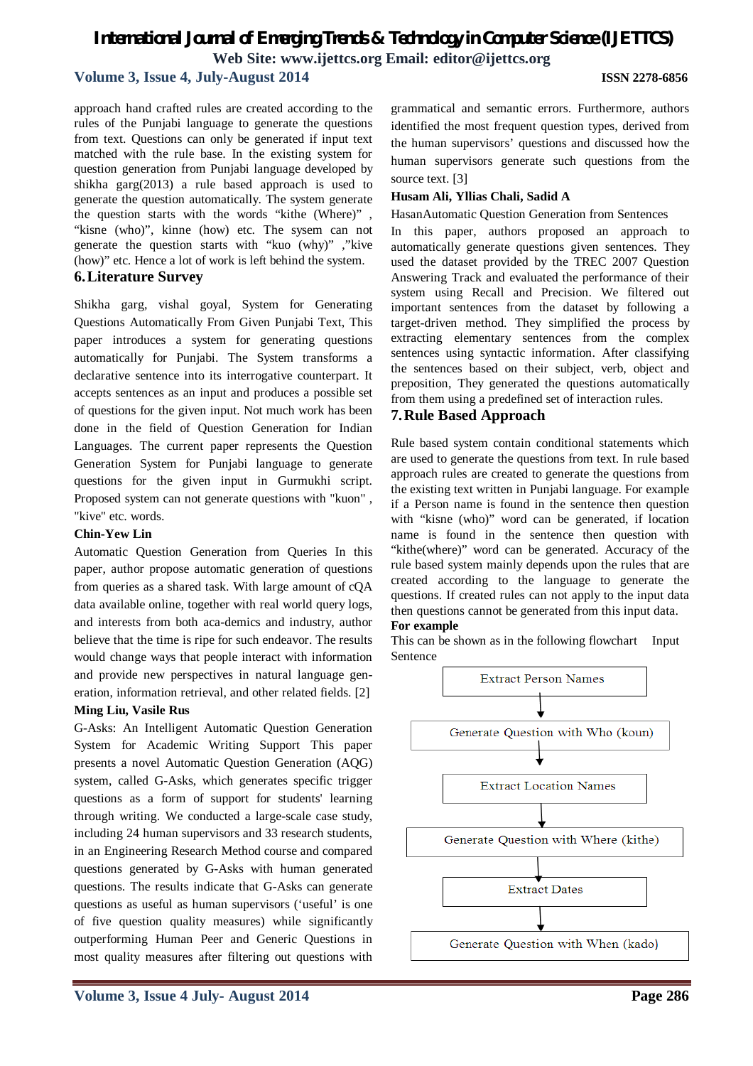approach hand crafted rules are created according to the rules of the Punjabi language to generate the questions from text. Questions can only be generated if input text matched with the rule base. In the existing system for question generation from Punjabi language developed by shikha garg(2013) a rule based approach is used to generate the question automatically. The system generate the question starts with the words "kithe (Where)" , "kisne (who)", kinne (how) etc. The sysem can not generate the question starts with "kuo (why)" ,"kive (how)" etc. Hence a lot of work is left behind the system.

## 6. Literature Survey

Shikha garg, vishal goyal, System for Generating Questions Automatically From Given Punjabi Text, This paper introduces a system for generating questions automatically for Punjabi. The System transforms a declarative sentence into its interrogative counterpart. It accepts sentences as an input and produces a possible set of questions for the given input. Not much work has been done in the field of Question Generation for Indian Languages. The current paper represents the Question Generation System for Punjabi language to generate questions for the given input in Gurmukhi script. Proposed system can not generate questions with "kuon" , "kive" etc. words.

**Chin-Yew Lin**

Automatic Question Generation from Queries In this paper, author propose automatic generation of questions from queries as a shared task. With large amount of cQA data available online, together with real world query logs, and interests from both aca-demics and industry, author believe that the time is ripe for such endeavor. The results would change ways that people interact with information and provide new perspectives in natural language gen-eration, information retrieval, and other related fields. [2]

**Ming Liu, Vasile Rus**

G-Asks: An Intelligent Automatic Question Generation System for Academic Writing Support This paper presents a novel Automatic Question Generation (AQG) system, called G-Asks, which generates specific trigger questions as a form of support for students' learning through writing. We conducted a large-scale case study, including 24 human supervisors and 33 research students, in an Engineering Research Method course and compared questions generated by G-Asks with human generated questions. The results indicate that G-Asks can generate questions as useful as human supervisors ('useful' is one of five question quality measures) while significantly outperforming Human Peer and Generic Questions in most quality measures after filtering out questions with grammatical and semantic errors. Furthermore, authors identified the most frequent question types, derived from the human supervisors' questions and discussed how the human supervisors generate such questions from the source text. [3]

**Husam Ali, Yllias Chali, Sadid A**

HasanAutomatic Question Generation from Sentences

In this paper, authors proposed an approach to automatically generate questions given sentences. They used the dataset provided by the TREC 2007 Question Answering Track and evaluated the performance of their system using Recall and Precision. We filtered out important sentences from the dataset by following a target-driven method. They simplified the process by extracting elementary sentences from the complex sentences using syntactic information. After classifying the sentences based on their subject, verb, object and preposition, They generated the questions automatically from them using a predefined set of interaction rules.

## 7. Rule Based Approach

Rule based system contain conditional statements which are used to generate the questions from text. In rule based approach rules are created to generate the questions from the existing text written in Punjabi language. For example if a Person name is found in the sentence then question with "kisne (who)" word can be generated, if location name is found in the sentence then question with "kithe(where)" word can be generated. Accuracy of the rule based system mainly depends upon the rules that are created according to the language to generate the questions. If created rules can not apply to the input data then questions cannot be generated from this input data.

**For example**

This can be shown as in the following flowchart Input Sentence

Extract Person Names
↓
Generate Question with Who (koun)
↓
Extract Location Names
↓
Generate Question with Where (kithe)
↓
Extract Dates
↓
Generate Question with When (kado)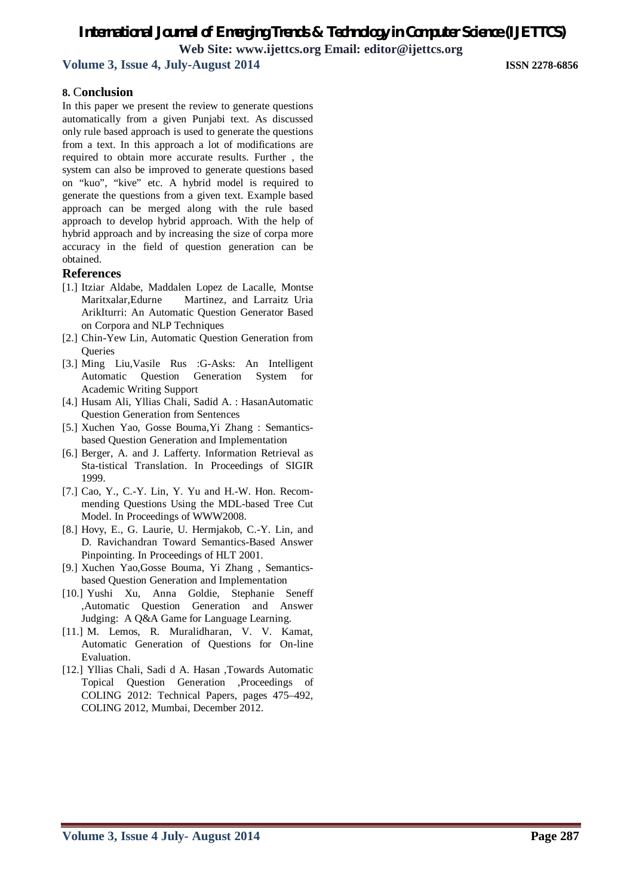## 8. Conclusion

In this paper we present the review to generate questions automatically from a given Punjabi text. As discussed only rule based approach is used to generate the questions from a text. In this approach a lot of modifications are required to obtain more accurate results. Further , the system can also be improved to generate questions based on "kuo", "kive" etc. A hybrid model is required to generate the questions from a given text. Example based approach can be merged along with the rule based approach to develop hybrid approach. With the help of hybrid approach and by increasing the size of corpa more accuracy in the field of question generation can be obtained.

## References

[1.] Itziar Aldabe, Maddalen Lopez de Lacalle, Montse Maritxalar,Edurne Martinez, and Larraitz Uria ArikIturri: An Automatic Question Generator Based on Corpora and NLP Techniques

[2.] Chin-Yew Lin, Automatic Question Generation from Queries

[3.] Ming Liu,Vasile Rus :G-Asks: An Intelligent Automatic Question Generation System for Academic Writing Support

[4.] Husam Ali, Yllias Chali, Sadid A. : HasanAutomatic Question Generation from Sentences

[5.] Xuchen Yao, Gosse Bouma,Yi Zhang : Semantics-based Question Generation and Implementation

[6.] Berger, A. and J. Lafferty. Information Retrieval as Sta-tistical Translation. In Proceedings of SIGIR 1999.

[7.] Cao, Y., C.-Y. Lin, Y. Yu and H.-W. Hon. Recom-mending Questions Using the MDL-based Tree Cut Model. In Proceedings of WWW2008.

[8.] Hovy, E., G. Laurie, U. Hermjakob, C.-Y. Lin, and D. Ravichandran Toward Semantics-Based Answer Pinpointing. In Proceedings of HLT 2001.

[9.] Xuchen Yao,Gosse Bouma, Yi Zhang , Semantics-based Question Generation and Implementation

[10.] Yushi Xu, Anna Goldie, Stephanie Seneff ,Automatic Question Generation and Answer Judging: A Q&A Game for Language Learning.

[11.] M. Lemos, R. Muralidharan, V. V. Kamat, Automatic Generation of Questions for On-line Evaluation.

[12.] Yllias Chali, Sadi d A. Hasan ,Towards Automatic Topical Question Generation ,Proceedings of COLING 2012: Technical Papers, pages 475–492, COLING 2012, Mumbai, December 2012.